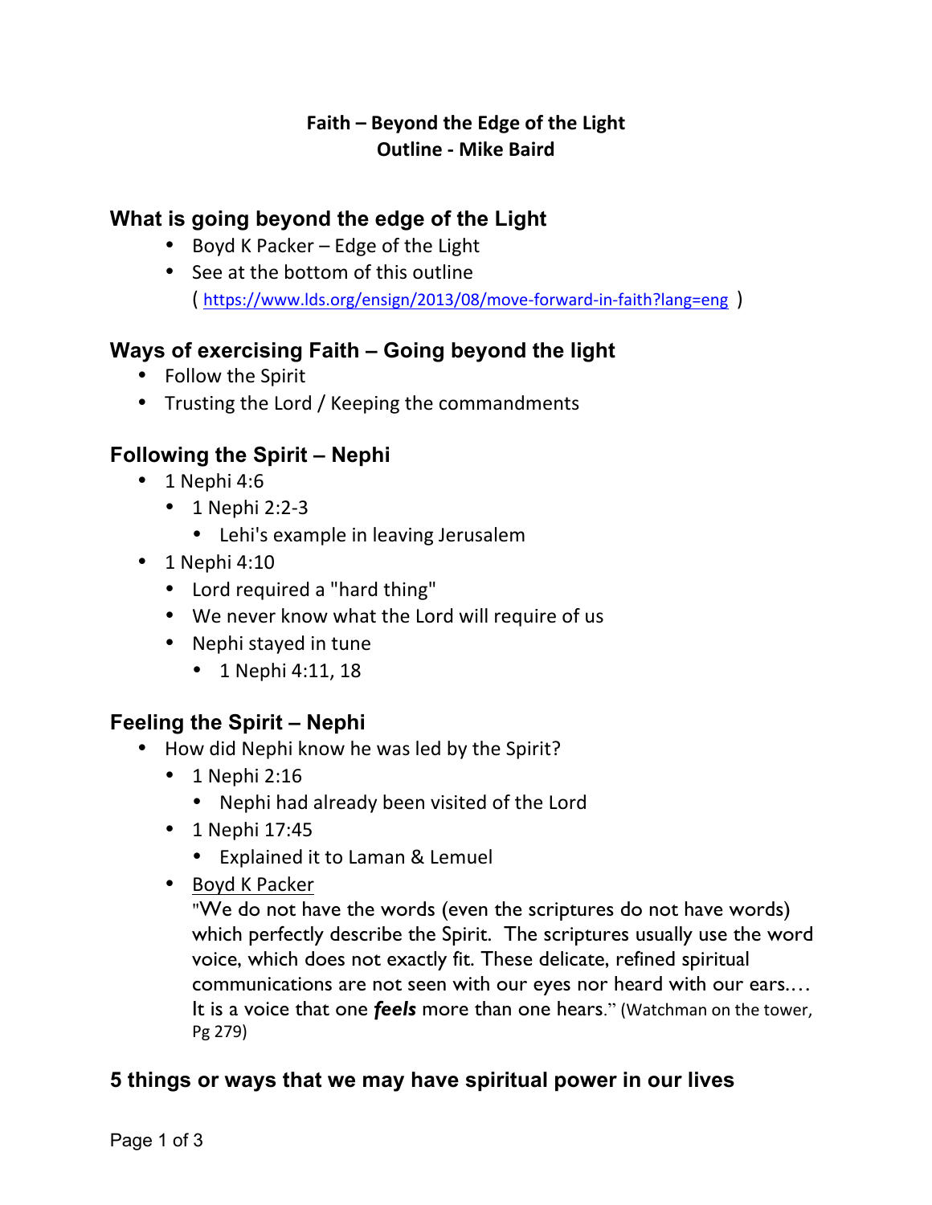**Faith – Beyond the Edge of the Light**
**Outline - Mike Baird**

## What is going beyond the edge of the Light

- Boyd K Packer – Edge of the Light
- See at the bottom of this outline
  ( https://www.lds.org/ensign/2013/08/move-forward-in-faith?lang=eng )

## Ways of exercising Faith – Going beyond the light

- Follow the Spirit
- Trusting the Lord / Keeping the commandments

## Following the Spirit – Nephi

- 1 Nephi 4:6
  - 1 Nephi 2:2-3
    - Lehi's example in leaving Jerusalem
- 1 Nephi 4:10
  - Lord required a "hard thing"
  - We never know what the Lord will require of us
  - Nephi stayed in tune
    - 1 Nephi 4:11, 18

## Feeling the Spirit – Nephi

- How did Nephi know he was led by the Spirit?
  - 1 Nephi 2:16
    - Nephi had already been visited of the Lord
  - 1 Nephi 17:45
    - Explained it to Laman & Lemuel
  - Boyd K Packer
    "We do not have the words (even the scriptures do not have words) which perfectly describe the Spirit. The scriptures usually use the word voice, which does not exactly fit. These delicate, refined spiritual communications are not seen with our eyes nor heard with our ears.… It is a voice that one ***feels*** more than one hears." (Watchman on the tower, Pg 279)

## 5 things or ways that we may have spiritual power in our lives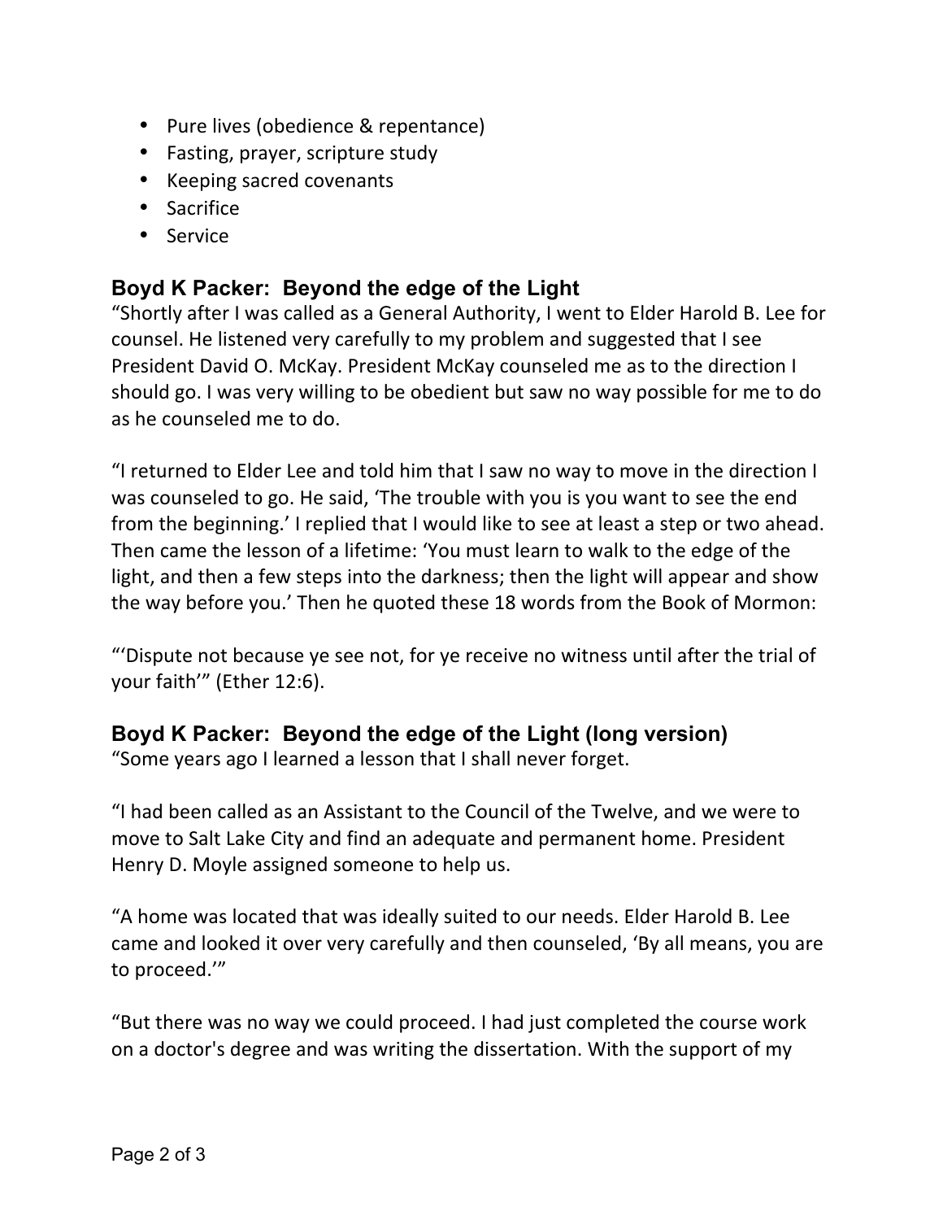- Pure lives (obedience & repentance)
- Fasting, prayer, scripture study
- Keeping sacred covenants
- Sacrifice
- Service

### Boyd K Packer: Beyond the edge of the Light

"Shortly after I was called as a General Authority, I went to Elder Harold B. Lee for counsel. He listened very carefully to my problem and suggested that I see President David O. McKay. President McKay counseled me as to the direction I should go. I was very willing to be obedient but saw no way possible for me to do as he counseled me to do.

"I returned to Elder Lee and told him that I saw no way to move in the direction I was counseled to go. He said, 'The trouble with you is you want to see the end from the beginning.' I replied that I would like to see at least a step or two ahead. Then came the lesson of a lifetime: 'You must learn to walk to the edge of the light, and then a few steps into the darkness; then the light will appear and show the way before you.' Then he quoted these 18 words from the Book of Mormon:

"'Dispute not because ye see not, for ye receive no witness until after the trial of your faith'" (Ether 12:6).

### Boyd K Packer: Beyond the edge of the Light (long version)

"Some years ago I learned a lesson that I shall never forget.

"I had been called as an Assistant to the Council of the Twelve, and we were to move to Salt Lake City and find an adequate and permanent home. President Henry D. Moyle assigned someone to help us.

"A home was located that was ideally suited to our needs. Elder Harold B. Lee came and looked it over very carefully and then counseled, 'By all means, you are to proceed.'"

"But there was no way we could proceed. I had just completed the course work on a doctor's degree and was writing the dissertation. With the support of my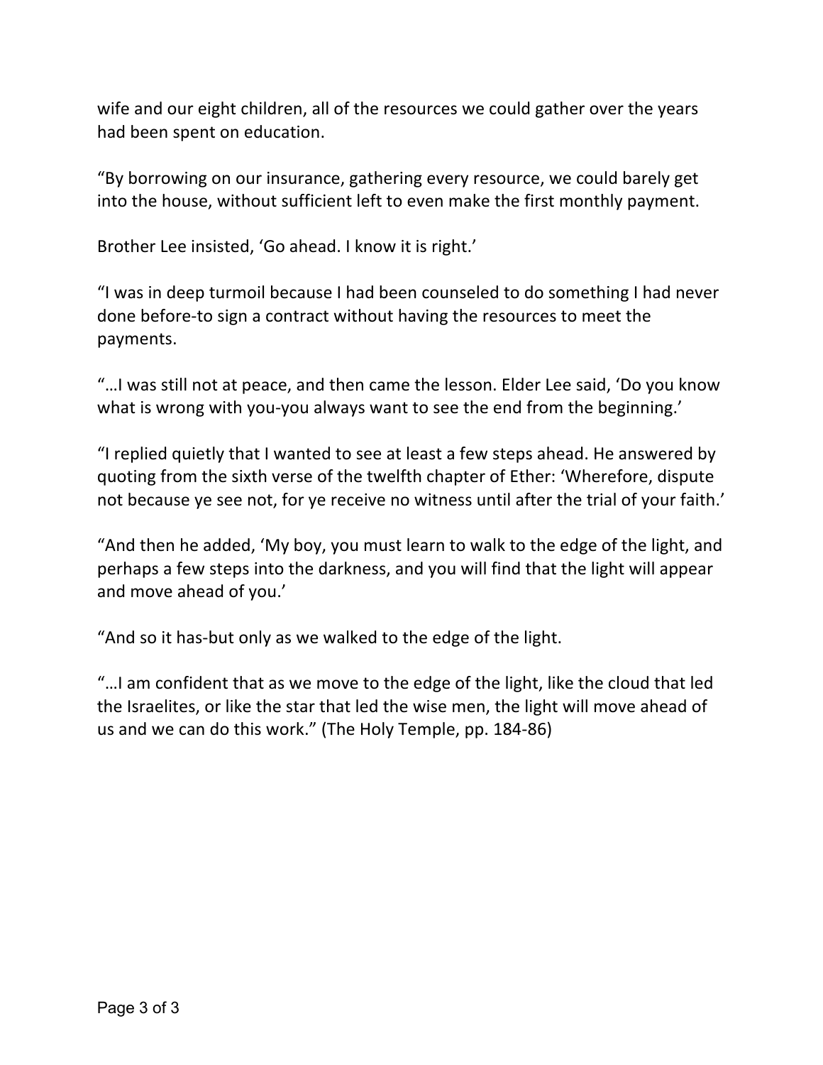wife and our eight children, all of the resources we could gather over the years had been spent on education.

“By borrowing on our insurance, gathering every resource, we could barely get into the house, without sufficient left to even make the first monthly payment.

Brother Lee insisted, ‘Go ahead. I know it is right.’

“I was in deep turmoil because I had been counseled to do something I had never done before-to sign a contract without having the resources to meet the payments.

“…I was still not at peace, and then came the lesson. Elder Lee said, ‘Do you know what is wrong with you-you always want to see the end from the beginning.’

“I replied quietly that I wanted to see at least a few steps ahead. He answered by quoting from the sixth verse of the twelfth chapter of Ether: ‘Wherefore, dispute not because ye see not, for ye receive no witness until after the trial of your faith.’

“And then he added, ‘My boy, you must learn to walk to the edge of the light, and perhaps a few steps into the darkness, and you will find that the light will appear and move ahead of you.’

“And so it has-but only as we walked to the edge of the light.

“…I am confident that as we move to the edge of the light, like the cloud that led the Israelites, or like the star that led the wise men, the light will move ahead of us and we can do this work.” (The Holy Temple, pp. 184-86)